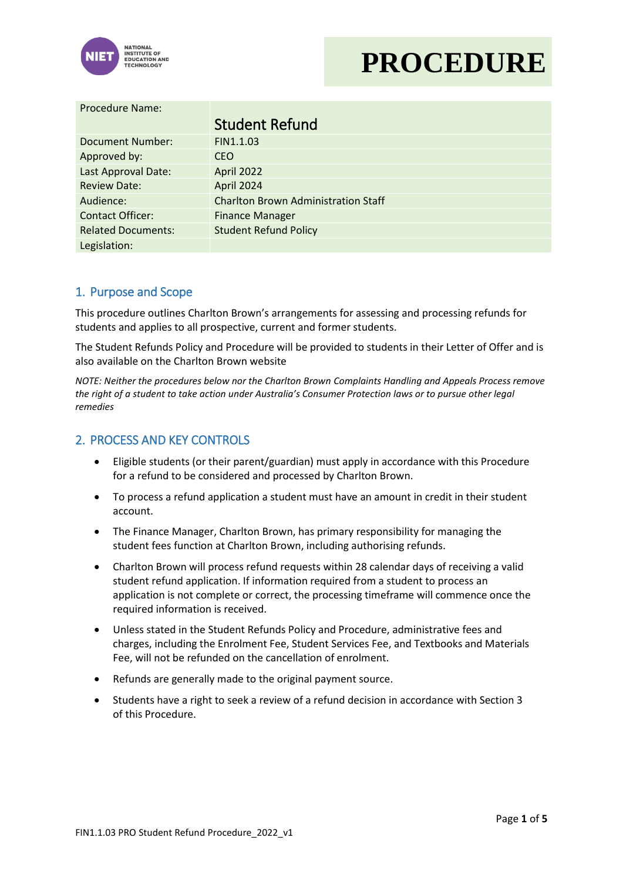# PROCEDURE

| Procedure Name: | Student Refund |
|---|---|
| Document Number: | FIN1.1.03 |
| Approved by: | CEO |
| Last Approval Date: | April 2022 |
| Review Date: | April 2024 |
| Audience: | Charlton Brown Administration Staff |
| Contact Officer: | Finance Manager |
| Related Documents: | Student Refund Policy |
| Legislation: | |

## 1. Purpose and Scope

This procedure outlines Charlton Brown's arrangements for assessing and processing refunds for students and applies to all prospective, current and former students.

The Student Refunds Policy and Procedure will be provided to students in their Letter of Offer and is also available on the Charlton Brown website

*NOTE: Neither the procedures below nor the Charlton Brown Complaints Handling and Appeals Process remove the right of a student to take action under Australia's Consumer Protection laws or to pursue other legal remedies*

## 2. PROCESS AND KEY CONTROLS

- Eligible students (or their parent/guardian) must apply in accordance with this Procedure for a refund to be considered and processed by Charlton Brown.
- To process a refund application a student must have an amount in credit in their student account.
- The Finance Manager, Charlton Brown, has primary responsibility for managing the student fees function at Charlton Brown, including authorising refunds.
- Charlton Brown will process refund requests within 28 calendar days of receiving a valid student refund application. If information required from a student to process an application is not complete or correct, the processing timeframe will commence once the required information is received.
- Unless stated in the Student Refunds Policy and Procedure, administrative fees and charges, including the Enrolment Fee, Student Services Fee, and Textbooks and Materials Fee, will not be refunded on the cancellation of enrolment.
- Refunds are generally made to the original payment source.
- Students have a right to seek a review of a refund decision in accordance with Section 3 of this Procedure.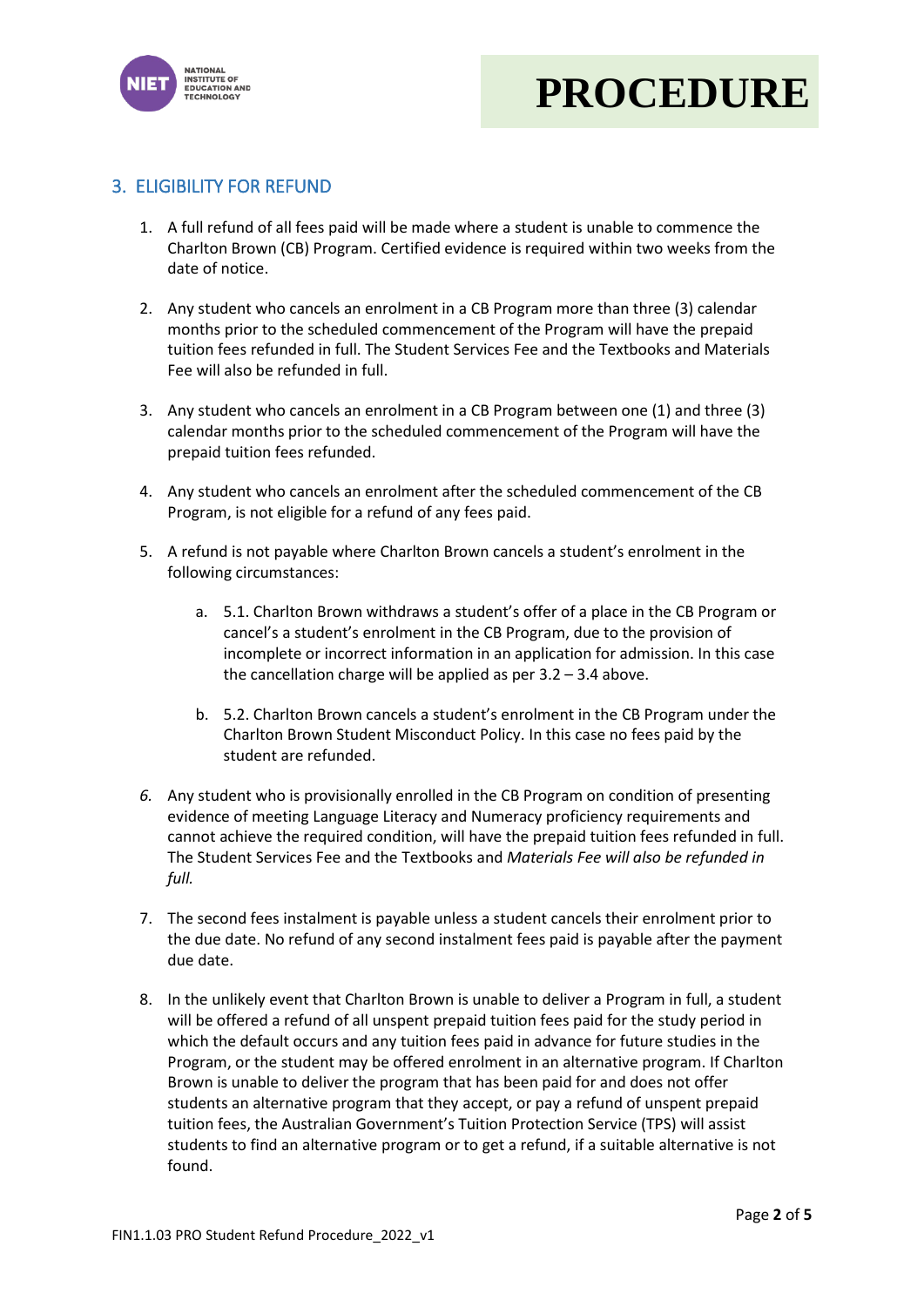# PROCEDURE

## 3. ELIGIBILITY FOR REFUND

1. A full refund of all fees paid will be made where a student is unable to commence the Charlton Brown (CB) Program. Certified evidence is required within two weeks from the date of notice.

2. Any student who cancels an enrolment in a CB Program more than three (3) calendar months prior to the scheduled commencement of the Program will have the prepaid tuition fees refunded in full. The Student Services Fee and the Textbooks and Materials Fee will also be refunded in full.

3. Any student who cancels an enrolment in a CB Program between one (1) and three (3) calendar months prior to the scheduled commencement of the Program will have the prepaid tuition fees refunded.

4. Any student who cancels an enrolment after the scheduled commencement of the CB Program, is not eligible for a refund of any fees paid.

5. A refund is not payable where Charlton Brown cancels a student's enrolment in the following circumstances:

    a. 5.1. Charlton Brown withdraws a student's offer of a place in the CB Program or cancel's a student's enrolment in the CB Program, due to the provision of incomplete or incorrect information in an application for admission. In this case the cancellation charge will be applied as per 3.2 – 3.4 above.

    b. 5.2. Charlton Brown cancels a student's enrolment in the CB Program under the Charlton Brown Student Misconduct Policy. In this case no fees paid by the student are refunded.

6. Any student who is provisionally enrolled in the CB Program on condition of presenting evidence of meeting Language Literacy and Numeracy proficiency requirements and cannot achieve the required condition, will have the prepaid tuition fees refunded in full. The Student Services Fee and the Textbooks and *Materials Fee will also be refunded in full.*

7. The second fees instalment is payable unless a student cancels their enrolment prior to the due date. No refund of any second instalment fees paid is payable after the payment due date.

8. In the unlikely event that Charlton Brown is unable to deliver a Program in full, a student will be offered a refund of all unspent prepaid tuition fees paid for the study period in which the default occurs and any tuition fees paid in advance for future studies in the Program, or the student may be offered enrolment in an alternative program. If Charlton Brown is unable to deliver the program that has been paid for and does not offer students an alternative program that they accept, or pay a refund of unspent prepaid tuition fees, the Australian Government's Tuition Protection Service (TPS) will assist students to find an alternative program or to get a refund, if a suitable alternative is not found.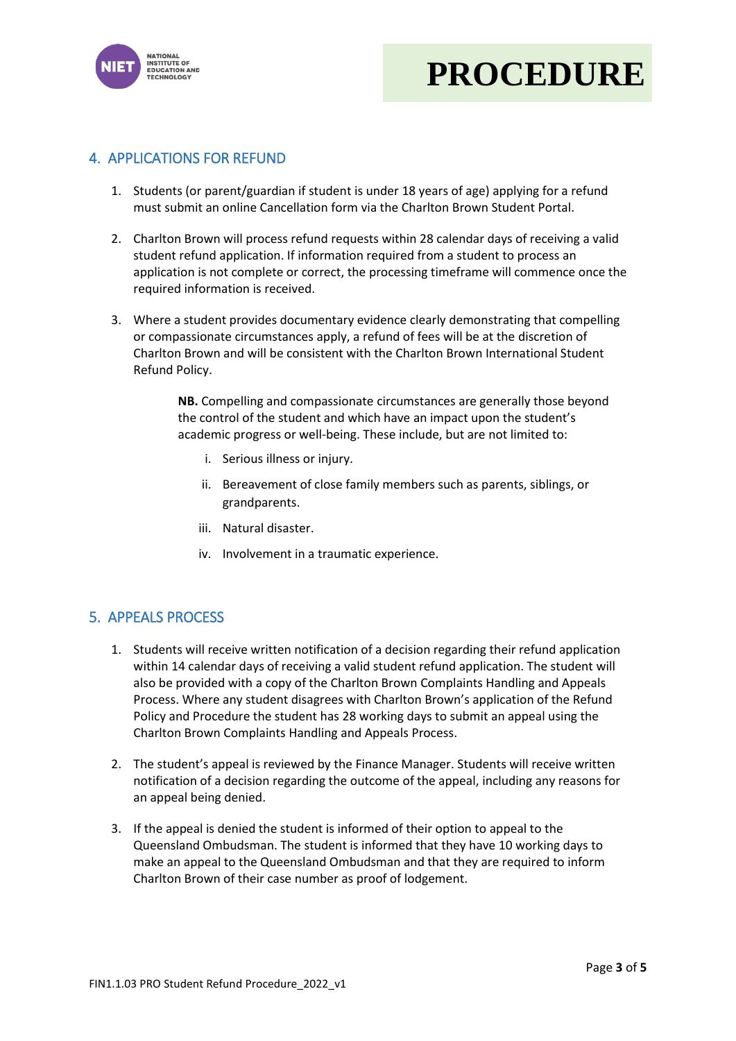## 4. APPLICATIONS FOR REFUND

1. Students (or parent/guardian if student is under 18 years of age) applying for a refund must submit an online Cancellation form via the Charlton Brown Student Portal.

2. Charlton Brown will process refund requests within 28 calendar days of receiving a valid student refund application. If information required from a student to process an application is not complete or correct, the processing timeframe will commence once the required information is received.

3. Where a student provides documentary evidence clearly demonstrating that compelling or compassionate circumstances apply, a refund of fees will be at the discretion of Charlton Brown and will be consistent with the Charlton Brown International Student Refund Policy.

   **NB.** Compelling and compassionate circumstances are generally those beyond the control of the student and which have an impact upon the student's academic progress or well-being. These include, but are not limited to:

   i. Serious illness or injury.

   ii. Bereavement of close family members such as parents, siblings, or grandparents.

   iii. Natural disaster.

   iv. Involvement in a traumatic experience.

## 5. APPEALS PROCESS

1. Students will receive written notification of a decision regarding their refund application within 14 calendar days of receiving a valid student refund application. The student will also be provided with a copy of the Charlton Brown Complaints Handling and Appeals Process. Where any student disagrees with Charlton Brown's application of the Refund Policy and Procedure the student has 28 working days to submit an appeal using the Charlton Brown Complaints Handling and Appeals Process.

2. The student's appeal is reviewed by the Finance Manager. Students will receive written notification of a decision regarding the outcome of the appeal, including any reasons for an appeal being denied.

3. If the appeal is denied the student is informed of their option to appeal to the Queensland Ombudsman. The student is informed that they have 10 working days to make an appeal to the Queensland Ombudsman and that they are required to inform Charlton Brown of their case number as proof of lodgement.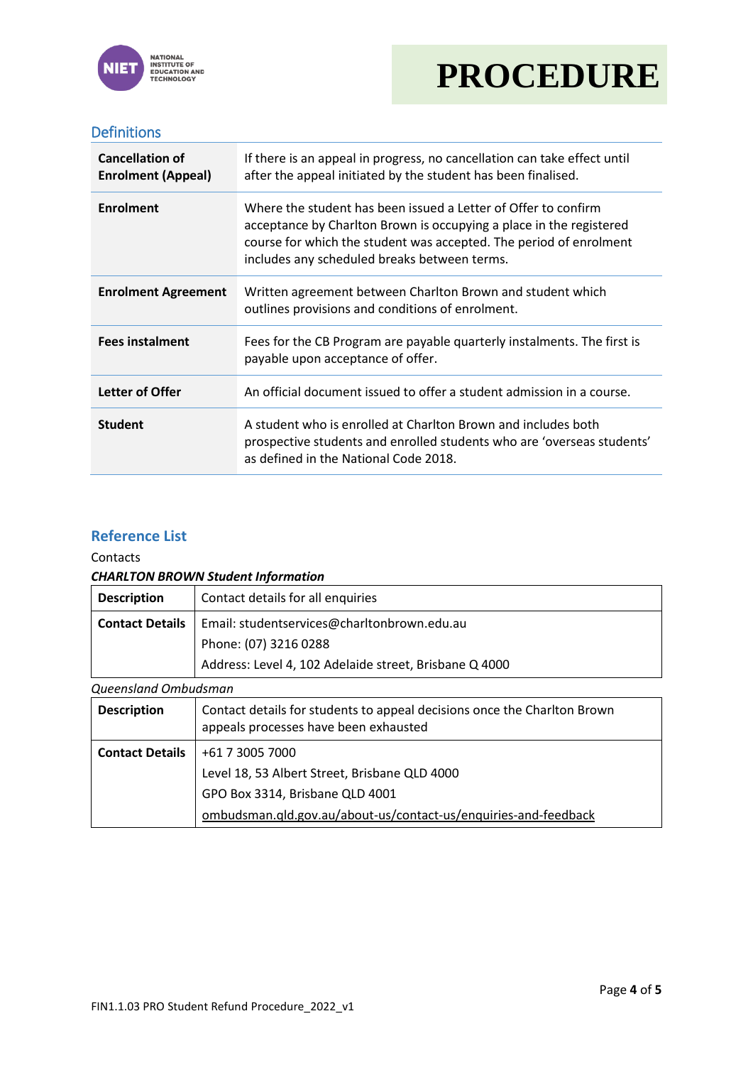## Definitions

| | |
|---|---|
| **Cancellation of Enrolment (Appeal)** | If there is an appeal in progress, no cancellation can take effect until after the appeal initiated by the student has been finalised. |
| **Enrolment** | Where the student has been issued a Letter of Offer to confirm acceptance by Charlton Brown is occupying a place in the registered course for which the student was accepted. The period of enrolment includes any scheduled breaks between terms. |
| **Enrolment Agreement** | Written agreement between Charlton Brown and student which outlines provisions and conditions of enrolment. |
| **Fees instalment** | Fees for the CB Program are payable quarterly instalments. The first is payable upon acceptance of offer. |
| **Letter of Offer** | An official document issued to offer a student admission in a course. |
| **Student** | A student who is enrolled at Charlton Brown and includes both prospective students and enrolled students who are 'overseas students' as defined in the National Code 2018. |

## Reference List

Contacts

***CHARLTON BROWN Student Information***

| | |
|---|---|
| **Description** | Contact details for all enquiries |
| **Contact Details** | Email: studentservices@charltonbrown.edu.au<br>Phone: (07) 3216 0288<br>Address: Level 4, 102 Adelaide street, Brisbane Q 4000 |

*Queensland Ombudsman*

| | |
|---|---|
| **Description** | Contact details for students to appeal decisions once the Charlton Brown appeals processes have been exhausted |
| **Contact Details** | +61 7 3005 7000<br>Level 18, 53 Albert Street, Brisbane QLD 4000<br>GPO Box 3314, Brisbane QLD 4001<br>ombudsman.qld.gov.au/about-us/contact-us/enquiries-and-feedback |

FIN1.1.03 PRO Student Refund Procedure_2022_v1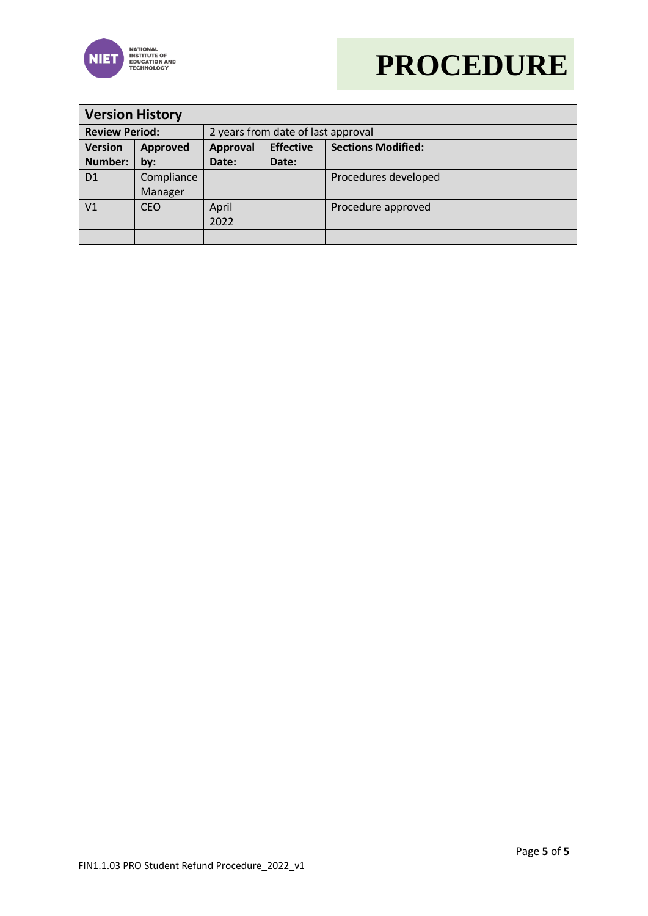# PROCEDURE

| Version History | | | | |
|---|---|---|---|---|
| **Review Period:** | | 2 years from date of last approval | | |
| **Version Number:** | **Approved by:** | **Approval Date:** | **Effective Date:** | **Sections Modified:** |
| D1 | Compliance Manager | | | Procedures developed |
| V1 | CEO | April 2022 | | Procedure approved |
| | | | | |

FIN1.1.03 PRO Student Refund Procedure_2022_v1